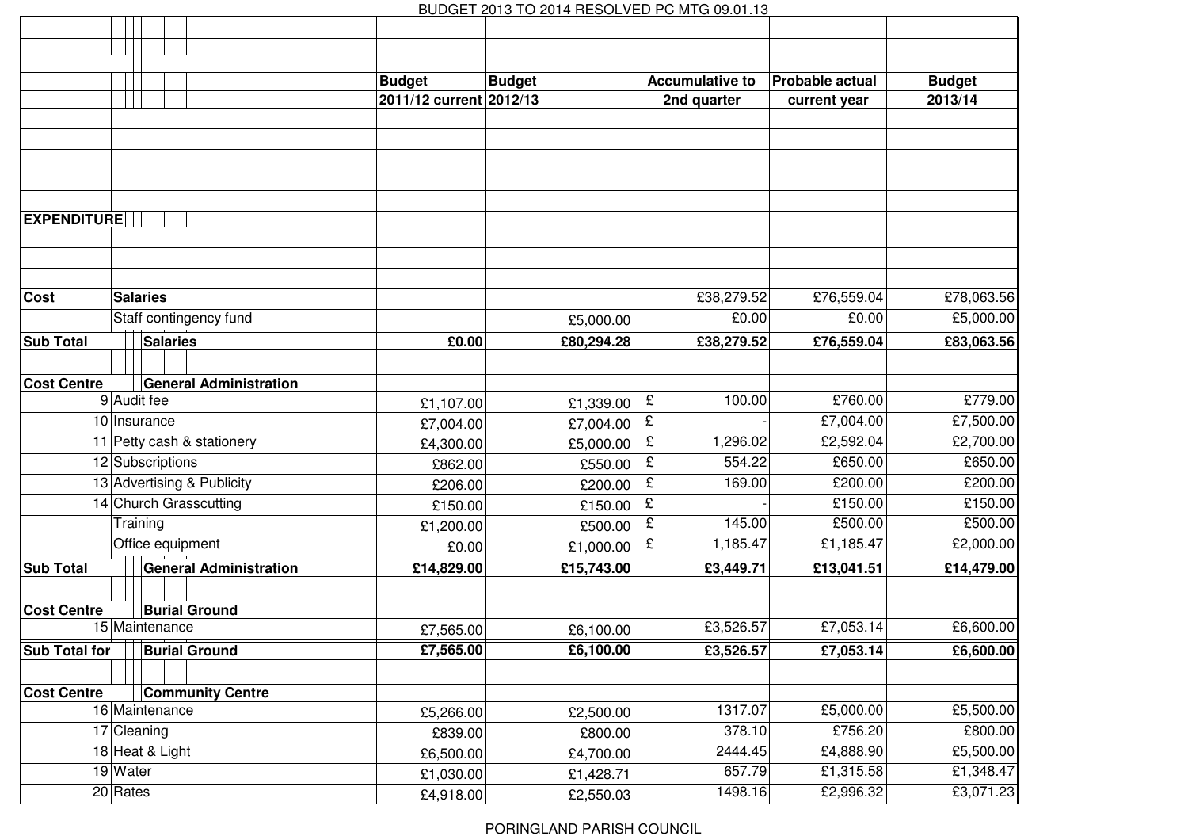BUDGET 2013 TO 2014 RESOLVED PC MTG 09.01.13

| | | | Budget 2011/12 current | Budget 2012/13 | Accumulative to 2nd quarter | Probable actual current year | Budget 2013/14 |
|---|---|---|---|---|---|---|---|
| **EXPENDITURE** | | | | | | | |
| **Cost** | **Salaries** | | | | £38,279.52 | £76,559.04 | £78,063.56 |
| | Staff contingency fund | | | £5,000.00 | £0.00 | £0.00 | £5,000.00 |
| **Sub Total** | | **Salaries** | **£0.00** | **£80,294.28** | **£38,279.52** | **£76,559.04** | **£83,063.56** |
| **Cost Centre** | | **General Administration** | | | | | |
| 9 | Audit fee | | £1,107.00 | £1,339.00 | £ 100.00 | £760.00 | £779.00 |
| 10 | Insurance | | £7,004.00 | £7,004.00 | £ - | £7,004.00 | £7,500.00 |
| 11 | Petty cash & stationery | | £4,300.00 | £5,000.00 | £ 1,296.02 | £2,592.04 | £2,700.00 |
| 12 | Subscriptions | | £862.00 | £550.00 | £ 554.22 | £650.00 | £650.00 |
| 13 | Advertising & Publicity | | £206.00 | £200.00 | £ 169.00 | £200.00 | £200.00 |
| 14 | Church Grasscutting | | £150.00 | £150.00 | £ - | £150.00 | £150.00 |
| | Training | | £1,200.00 | £500.00 | £ 145.00 | £500.00 | £500.00 |
| | Office equipment | | £0.00 | £1,000.00 | £ 1,185.47 | £1,185.47 | £2,000.00 |
| **Sub Total** | | **General Administration** | **£14,829.00** | **£15,743.00** | **£3,449.71** | **£13,041.51** | **£14,479.00** |
| **Cost Centre** | | **Burial Ground** | | | | | |
| 15 | Maintenance | | £7,565.00 | £6,100.00 | £3,526.57 | £7,053.14 | £6,600.00 |
| **Sub Total for** | | **Burial Ground** | **£7,565.00** | **£6,100.00** | **£3,526.57** | **£7,053.14** | **£6,600.00** |
| **Cost Centre** | | **Community Centre** | | | | | |
| 16 | Maintenance | | £5,266.00 | £2,500.00 | 1317.07 | £5,000.00 | £5,500.00 |
| 17 | Cleaning | | £839.00 | £800.00 | 378.10 | £756.20 | £800.00 |
| 18 | Heat & Light | | £6,500.00 | £4,700.00 | 2444.45 | £4,888.90 | £5,500.00 |
| 19 | Water | | £1,030.00 | £1,428.71 | 657.79 | £1,315.58 | £1,348.47 |
| 20 | Rates | | £4,918.00 | £2,550.03 | 1498.16 | £2,996.32 | £3,071.23 |

PORINGLAND PARISH COUNCIL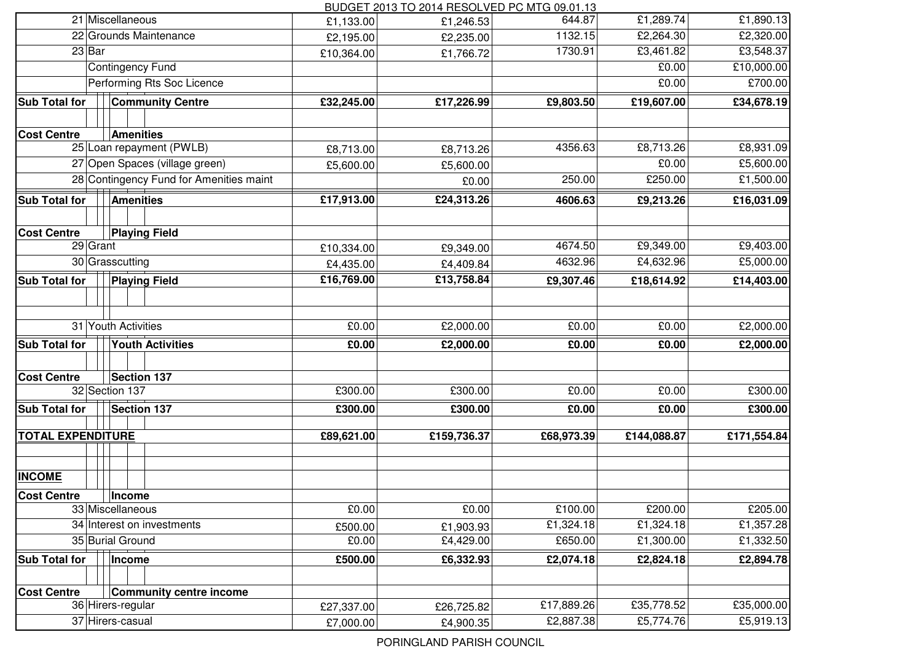BUDGET 2013 TO 2014 RESOLVED PC MTG 09.01.13

| | | | | | |
|---|---|---|---|---|---|
| 21 Miscellaneous | £1,133.00 | £1,246.53 | 644.87 | £1,289.74 | £1,890.13 |
| 22 Grounds Maintenance | £2,195.00 | £2,235.00 | 1132.15 | £2,264.30 | £2,320.00 |
| 23 Bar | £10,364.00 | £1,766.72 | 1730.91 | £3,461.82 | £3,548.37 |
| Contingency Fund | | | | £0.00 | £10,000.00 |
| Performing Rts Soc Licence | | | | £0.00 | £700.00 |
| **Sub Total for Community Centre** | **£32,245.00** | **£17,226.99** | **£9,803.50** | **£19,607.00** | **£34,678.19** |
| | | | | | |
| **Cost Centre Amenities** | | | | | |
| 25 Loan repayment (PWLB) | £8,713.00 | £8,713.26 | 4356.63 | £8,713.26 | £8,931.09 |
| 27 Open Spaces (village green) | £5,600.00 | £5,600.00 | | £0.00 | £5,600.00 |
| 28 Contingency Fund for Amenities maint | | £0.00 | 250.00 | £250.00 | £1,500.00 |
| **Sub Total for Amenities** | **£17,913.00** | **£24,313.26** | **4606.63** | **£9,213.26** | **£16,031.09** |
| | | | | | |
| **Cost Centre Playing Field** | | | | | |
| 29 Grant | £10,334.00 | £9,349.00 | 4674.50 | £9,349.00 | £9,403.00 |
| 30 Grasscutting | £4,435.00 | £4,409.84 | 4632.96 | £4,632.96 | £5,000.00 |
| **Sub Total for Playing Field** | **£16,769.00** | **£13,758.84** | **£9,307.46** | **£18,614.92** | **£14,403.00** |
| | | | | | |
| 31 Youth Activities | £0.00 | £2,000.00 | £0.00 | £0.00 | £2,000.00 |
| **Sub Total for Youth Activities** | **£0.00** | **£2,000.00** | **£0.00** | **£0.00** | **£2,000.00** |
| | | | | | |
| **Cost Centre Section 137** | | | | | |
| 32 Section 137 | £300.00 | £300.00 | £0.00 | £0.00 | £300.00 |
| **Sub Total for Section 137** | **£300.00** | **£300.00** | **£0.00** | **£0.00** | **£300.00** |
| | | | | | |
| **TOTAL EXPENDITURE** | **£89,621.00** | **£159,736.37** | **£68,973.39** | **£144,088.87** | **£171,554.84** |
| | | | | | |
| **INCOME** | | | | | |
| **Cost Centre Income** | | | | | |
| 33 Miscellaneous | £0.00 | £0.00 | £100.00 | £200.00 | £205.00 |
| 34 Interest on investments | £500.00 | £1,903.93 | £1,324.18 | £1,324.18 | £1,357.28 |
| 35 Burial Ground | £0.00 | £4,429.00 | £650.00 | £1,300.00 | £1,332.50 |
| **Sub Total for Income** | **£500.00** | **£6,332.93** | **£2,074.18** | **£2,824.18** | **£2,894.78** |
| | | | | | |
| **Cost Centre Community centre income** | | | | | |
| 36 Hirers-regular | £27,337.00 | £26,725.82 | £17,889.26 | £35,778.52 | £35,000.00 |
| 37 Hirers-casual | £7,000.00 | £4,900.35 | £2,887.38 | £5,774.76 | £5,919.13 |

PORINGLAND PARISH COUNCIL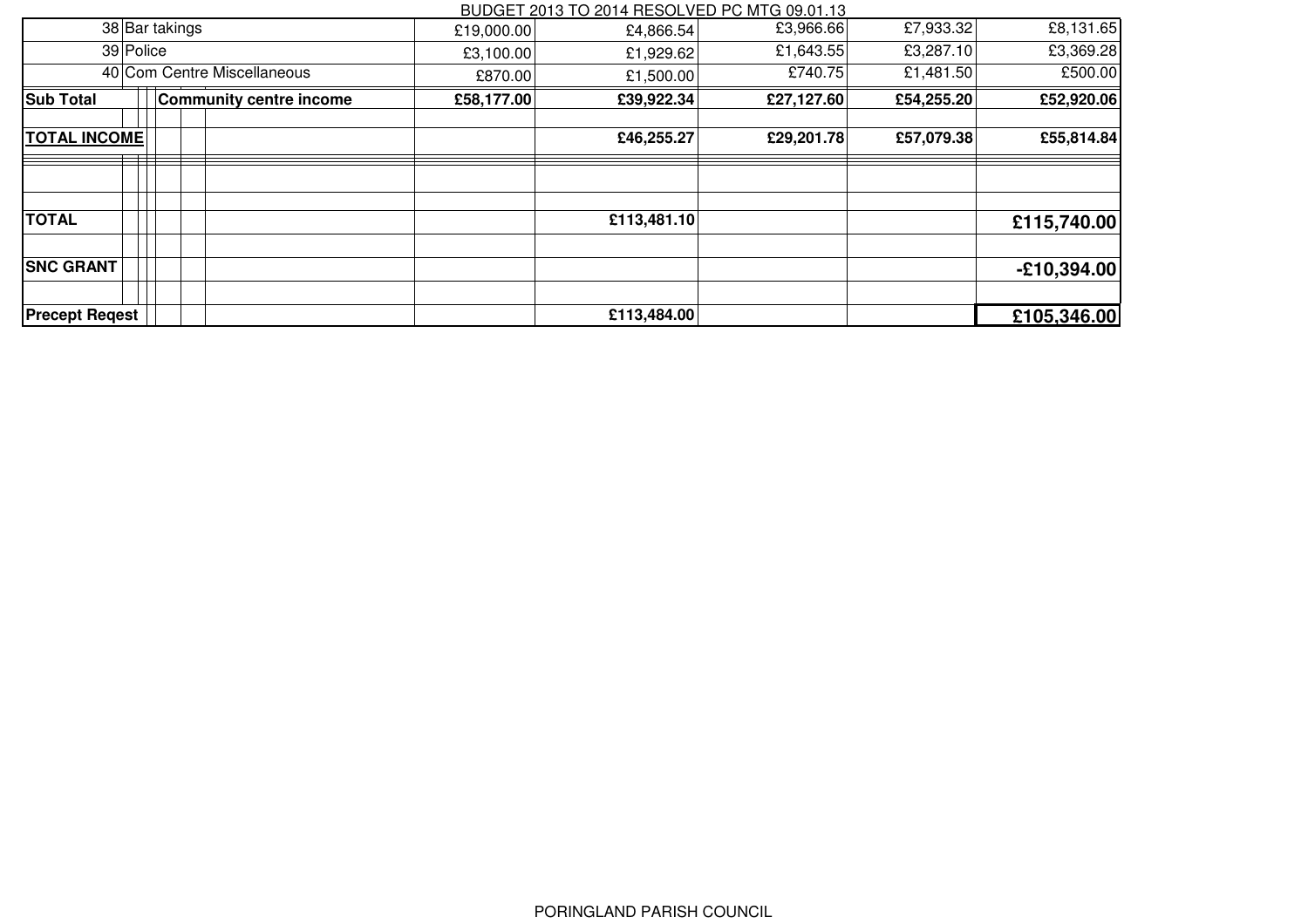BUDGET 2013 TO 2014 RESOLVED PC MTG 09.01.13

| | | | | | | |
|---|---|---|---|---|---|---|
| 38 | Bar takings | £19,000.00 | £4,866.54 | £3,966.66 | £7,933.32 | £8,131.65 |
| 39 | Police | £3,100.00 | £1,929.62 | £1,643.55 | £3,287.10 | £3,369.28 |
| 40 | Com Centre Miscellaneous | £870.00 | £1,500.00 | £740.75 | £1,481.50 | £500.00 |
| **Sub Total** | **Community centre income** | **£58,177.00** | **£39,922.34** | **£27,127.60** | **£54,255.20** | **£52,920.06** |
| | | | | | | |
| **TOTAL INCOME** | | | **£46,255.27** | **£29,201.78** | **£57,079.38** | **£55,814.84** |
| | | | | | | |
| **TOTAL** | | | **£113,481.10** | | | **£115,740.00** |
| | | | | | | |
| **SNC GRANT** | | | | | | **-£10,394.00** |
| | | | | | | |
| **Precept Reqest** | | | **£113,484.00** | | | **£105,346.00** |

PORINGLAND PARISH COUNCIL